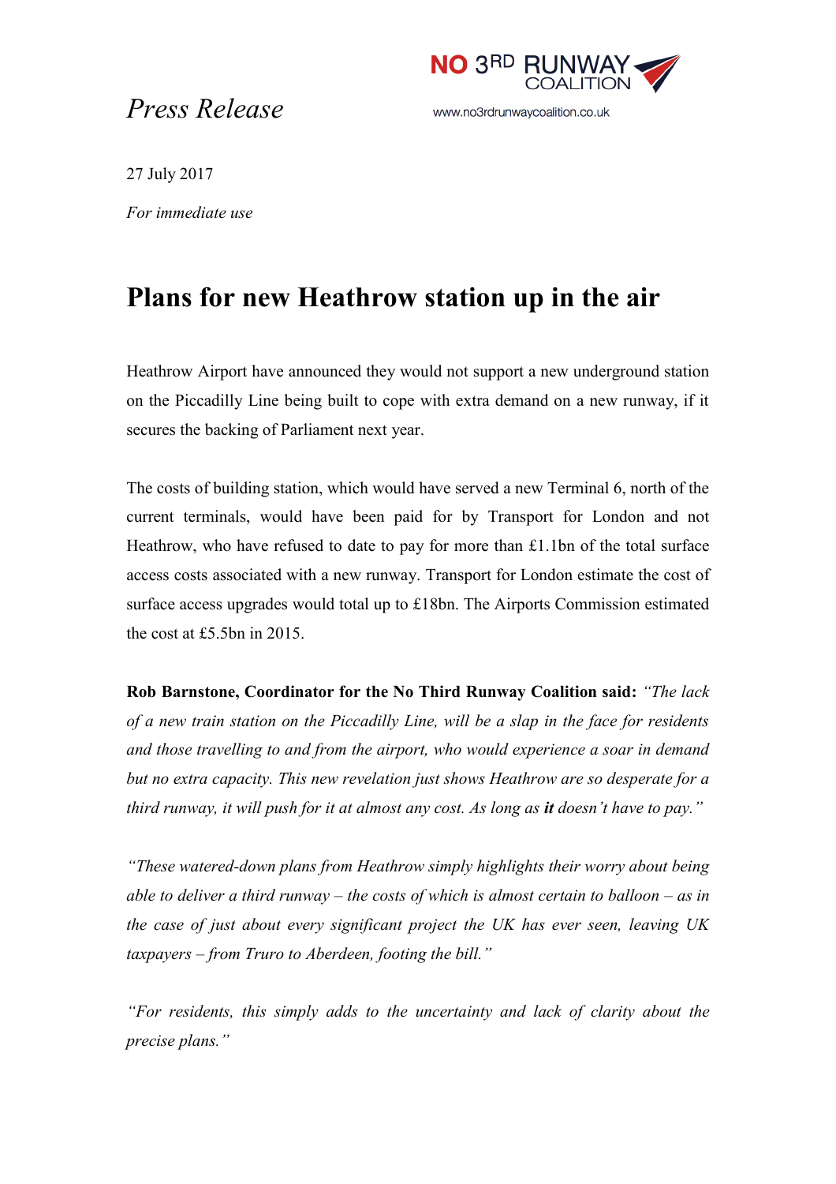*Press Release*

NO 3RD RUNWAY COALITION

www.no3rdrunwaycoalition.co.uk

27 July 2017

*For immediate use*

# Plans for new Heathrow station up in the air

Heathrow Airport have announced they would not support a new underground station on the Piccadilly Line being built to cope with extra demand on a new runway, if it secures the backing of Parliament next year.

The costs of building station, which would have served a new Terminal 6, north of the current terminals, would have been paid for by Transport for London and not Heathrow, who have refused to date to pay for more than £1.1bn of the total surface access costs associated with a new runway. Transport for London estimate the cost of surface access upgrades would total up to £18bn. The Airports Commission estimated the cost at £5.5bn in 2015.

**Rob Barnstone, Coordinator for the No Third Runway Coalition said:** *"The lack of a new train station on the Piccadilly Line, will be a slap in the face for residents and those travelling to and from the airport, who would experience a soar in demand but no extra capacity. This new revelation just shows Heathrow are so desperate for a third runway, it will push for it at almost any cost. As long as* ***it*** *doesn't have to pay."*

*"These watered-down plans from Heathrow simply highlights their worry about being able to deliver a third runway – the costs of which is almost certain to balloon – as in the case of just about every significant project the UK has ever seen, leaving UK taxpayers – from Truro to Aberdeen, footing the bill."*

*"For residents, this simply adds to the uncertainty and lack of clarity about the precise plans."*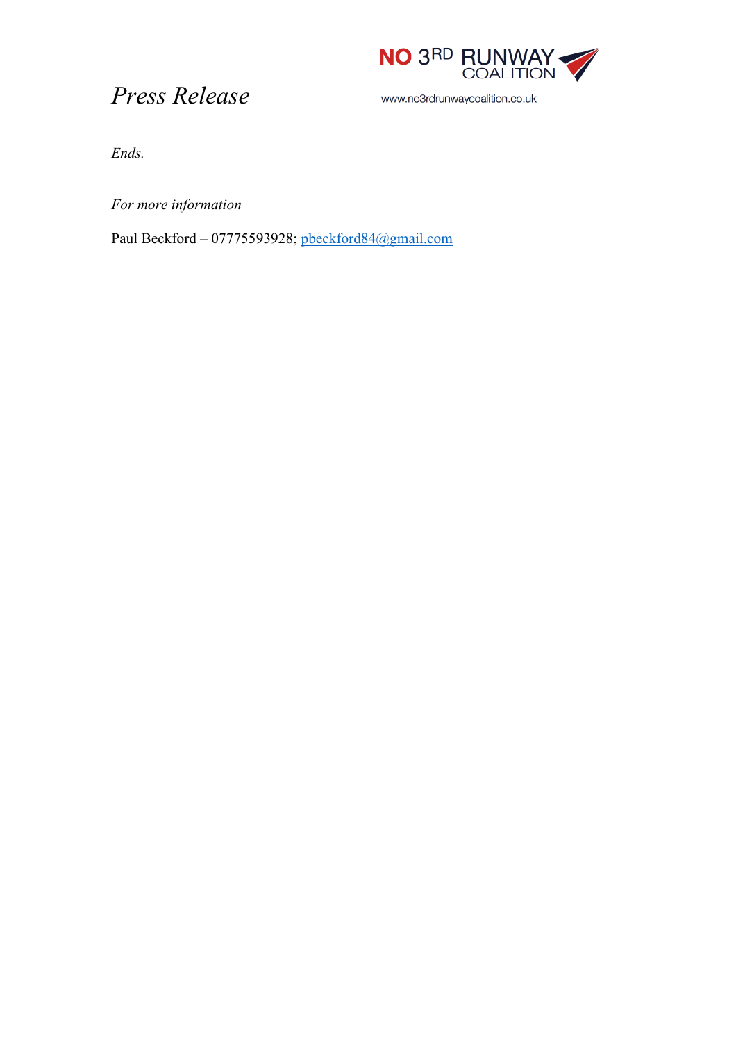*Press Release*

*Ends.*

*For more information*

Paul Beckford – 07775593928; pbeckford84@gmail.com